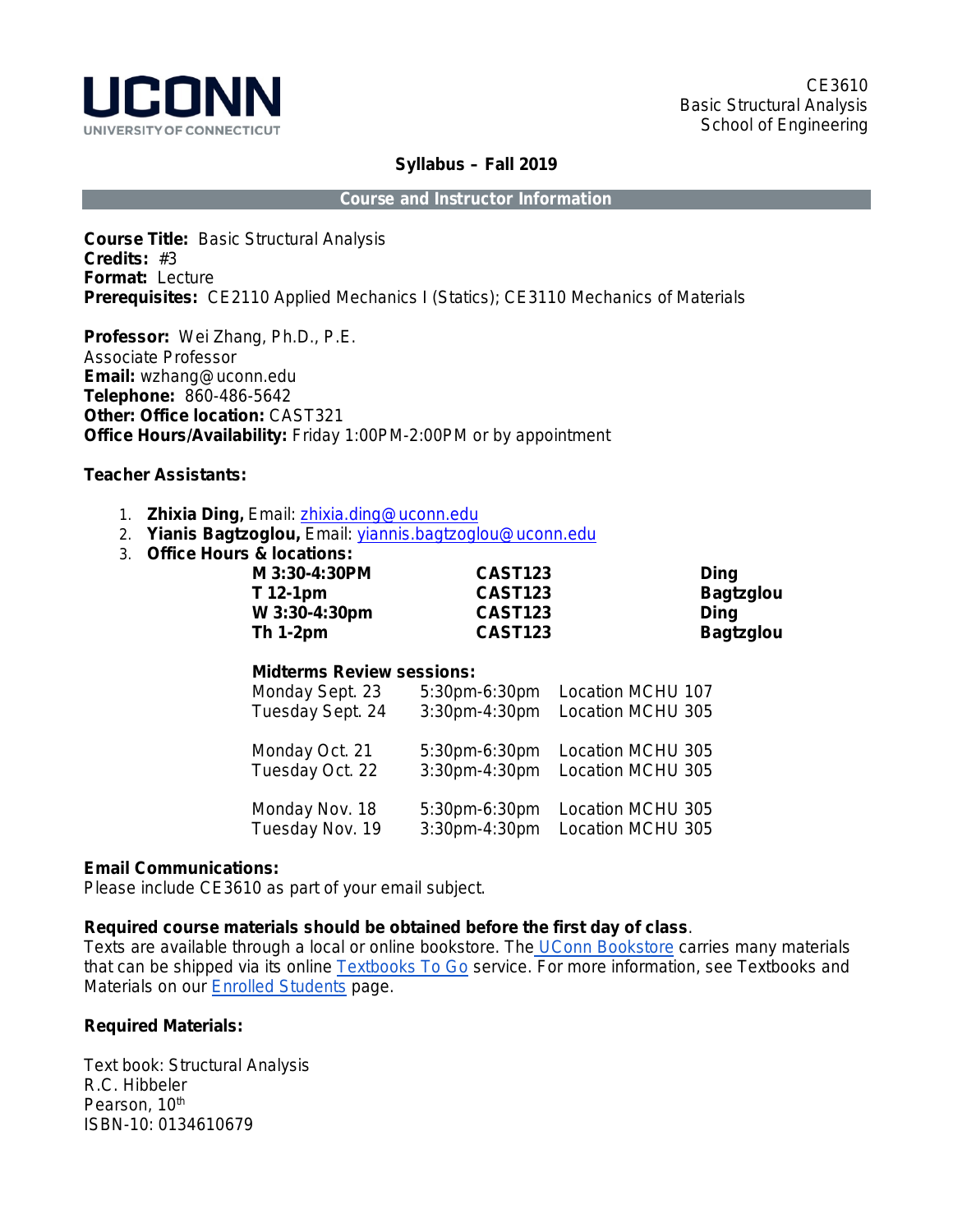UCONN
UNIVERSITY OF CONNECTICUT

CE3610
Basic Structural Analysis
School of Engineering

# Syllabus – Fall 2019

## Course and Instructor Information

**Course Title:** Basic Structural Analysis
**Credits:** #3
**Format:** Lecture
**Prerequisites:** CE2110 Applied Mechanics I (Statics); CE3110 Mechanics of Materials

**Professor:** Wei Zhang, Ph.D., P.E.
Associate Professor
**Email:** wzhang@uconn.edu
**Telephone:** 860-486-5642
**Other: Office location:** CAST321
**Office Hours/Availability:** Friday 1:00PM-2:00PM or by appointment

**Teacher Assistants:**

1. **Zhixia Ding,** Email: zhixia.ding@uconn.edu
2. **Yianis Bagtzoglou,** Email: yiannis.bagtzoglou@uconn.edu
3. **Office Hours & locations:**

| | | |
|---|---|---|
| **M 3:30-4:30PM** | **CAST123** | **Ding** |
| **T 12-1pm** | **CAST123** | **Bagtzglou** |
| **W 3:30-4:30pm** | **CAST123** | **Ding** |
| **Th 1-2pm** | **CAST123** | **Bagtzglou** |

**Midterms Review sessions:**

| | | |
|---|---|---|
| Monday Sept. 23 | 5:30pm-6:30pm | Location MCHU 107 |
| Tuesday Sept. 24 | 3:30pm-4:30pm | Location MCHU 305 |
| Monday Oct. 21 | 5:30pm-6:30pm | Location MCHU 305 |
| Tuesday Oct. 22 | 3:30pm-4:30pm | Location MCHU 305 |
| Monday Nov. 18 | 5:30pm-6:30pm | Location MCHU 305 |
| Tuesday Nov. 19 | 3:30pm-4:30pm | Location MCHU 305 |

**Email Communications:**
Please include CE3610 as part of your email subject.

**Required course materials should be obtained before the first day of class**.
Texts are available through a local or online bookstore. The UConn Bookstore carries many materials that can be shipped via its online Textbooks To Go service. For more information, see Textbooks and Materials on our Enrolled Students page.

**Required Materials:**

Text book: Structural Analysis
R.C. Hibbeler
Pearson, 10th
ISBN-10: 0134610679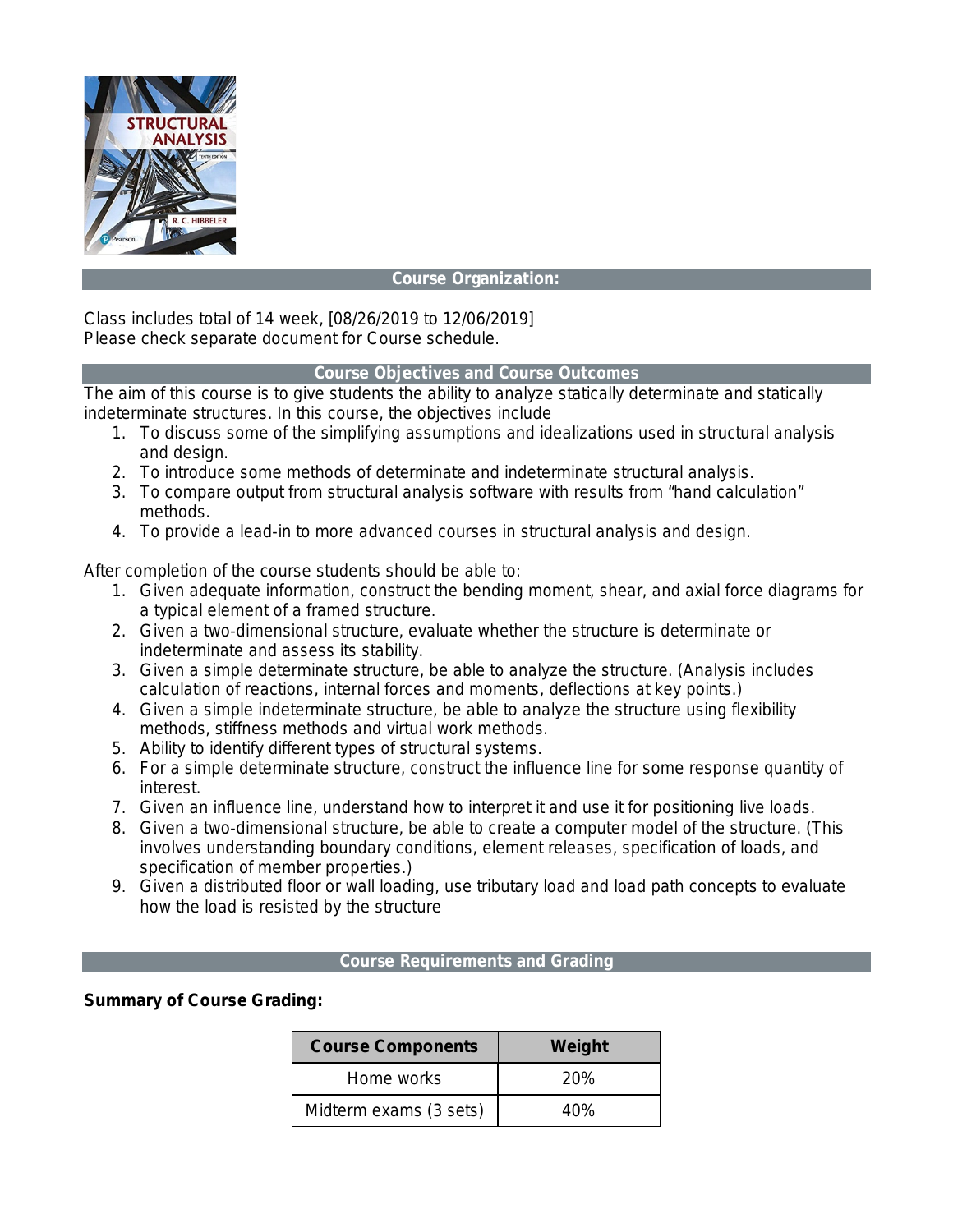## Course Organization:

Class includes total of 14 week, [08/26/2019 to 12/06/2019]
Please check separate document for Course schedule.

## Course Objectives and Course Outcomes

The aim of this course is to give students the ability to analyze statically determinate and statically indeterminate structures. In this course, the objectives include

1. To discuss some of the simplifying assumptions and idealizations used in structural analysis and design.
2. To introduce some methods of determinate and indeterminate structural analysis.
3. To compare output from structural analysis software with results from "hand calculation" methods.
4. To provide a lead-in to more advanced courses in structural analysis and design.

After completion of the course students should be able to:

1. Given adequate information, construct the bending moment, shear, and axial force diagrams for a typical element of a framed structure.
2. Given a two-dimensional structure, evaluate whether the structure is determinate or indeterminate and assess its stability.
3. Given a simple determinate structure, be able to analyze the structure. (Analysis includes calculation of reactions, internal forces and moments, deflections at key points.)
4. Given a simple indeterminate structure, be able to analyze the structure using flexibility methods, stiffness methods and virtual work methods.
5. Ability to identify different types of structural systems.
6. For a simple determinate structure, construct the influence line for some response quantity of interest.
7. Given an influence line, understand how to interpret it and use it for positioning live loads.
8. Given a two-dimensional structure, be able to create a computer model of the structure. (This involves understanding boundary conditions, element releases, specification of loads, and specification of member properties.)
9. Given a distributed floor or wall loading, use tributary load and load path concepts to evaluate how the load is resisted by the structure

## Course Requirements and Grading

**Summary of Course Grading:**

| Course Components | Weight |
|---|---|
| Home works | 20% |
| Midterm exams (3 sets) | 40% |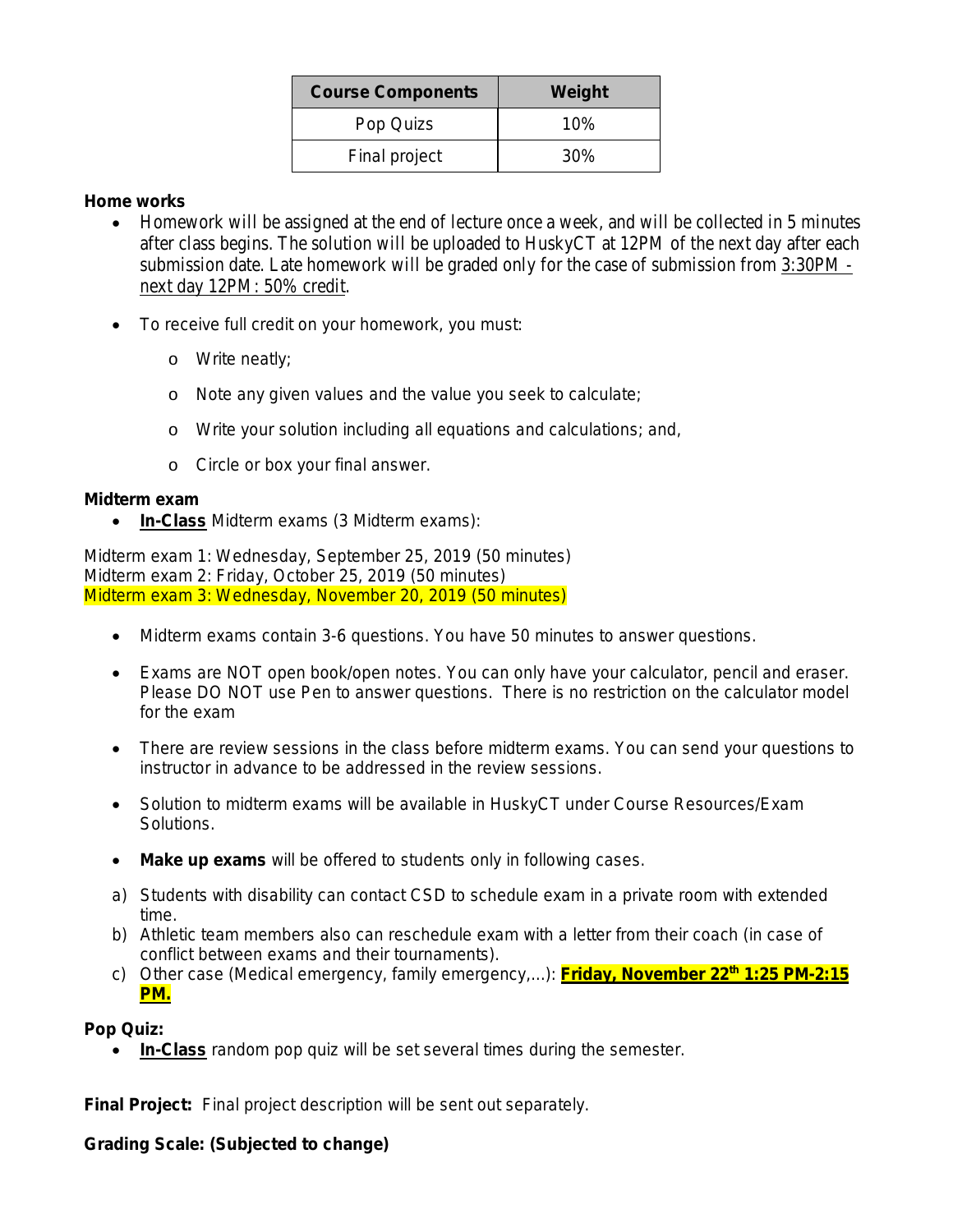| Course Components | Weight |
| --- | --- |
| Pop Quizs | 10% |
| Final project | 30% |

**Home works**

- Homework will be assigned at the end of lecture once a week, and will be collected in 5 minutes after class begins. The solution will be uploaded to HuskyCT at 12PM of the next day after each submission date. Late homework will be graded only for the case of submission from <u>3:30PM - next day 12PM: 50% credit</u>.

- To receive full credit on your homework, you must:

  - Write neatly;
  - Note any given values and the value you seek to calculate;
  - Write your solution including all equations and calculations; and,
  - Circle or box your final answer.

**Midterm exam**

- **<u>In-Class</u>** Midterm exams (3 Midterm exams):

Midterm exam 1: Wednesday, September 25, 2019 (50 minutes)
Midterm exam 2: Friday, October 25, 2019 (50 minutes)
Midterm exam 3: Wednesday, November 20, 2019 (50 minutes)

- Midterm exams contain 3-6 questions. You have 50 minutes to answer questions.

- Exams are NOT open book/open notes. You can only have your calculator, pencil and eraser. Please DO NOT use Pen to answer questions. There is no restriction on the calculator model for the exam

- There are review sessions in the class before midterm exams. You can send your questions to instructor in advance to be addressed in the review sessions.

- Solution to midterm exams will be available in HuskyCT under Course Resources/Exam Solutions.

- **Make up exams** will be offered to students only in following cases.

a) Students with disability can contact CSD to schedule exam in a private room with extended time.
b) Athletic team members also can reschedule exam with a letter from their coach (in case of conflict between exams and their tournaments).
c) Other case (Medical emergency, family emergency,...): **<u>Friday, November 22th 1:25 PM-2:15 PM.</u>**

**Pop Quiz:**

- **<u>In-Class</u>** random pop quiz will be set several times during the semester.

**Final Project:** Final project description will be sent out separately.

**Grading Scale: (Subjected to change)**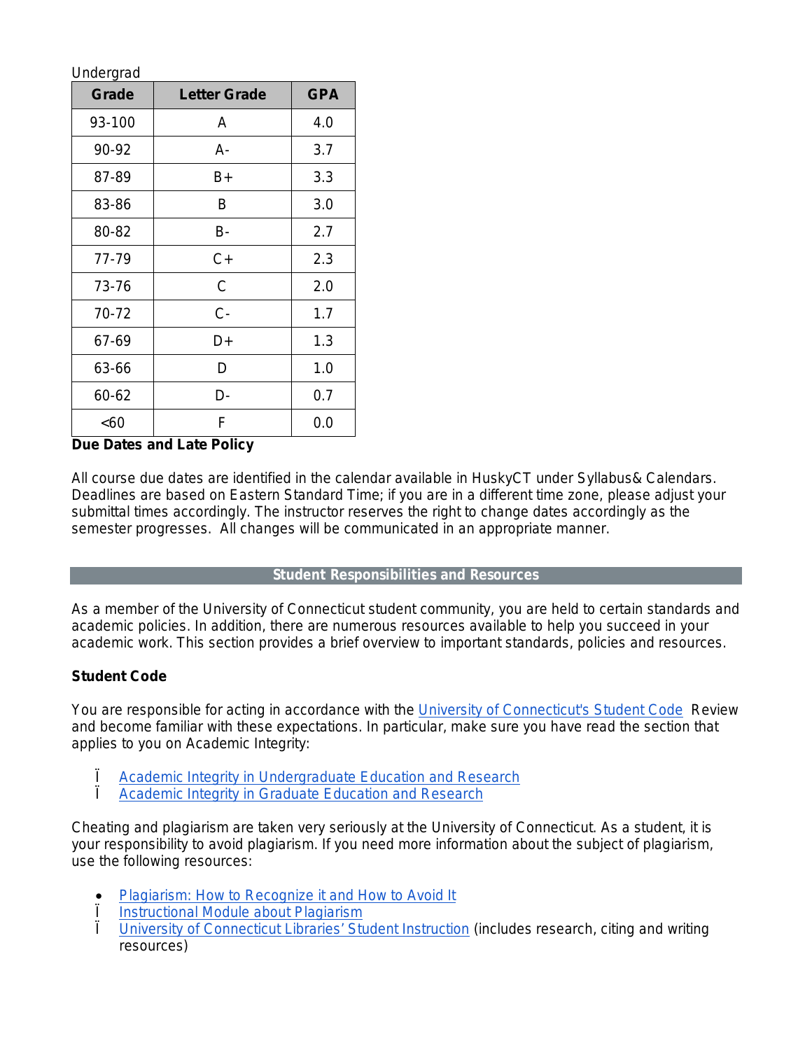Undergrad

| Grade | Letter Grade | GPA |
|---|---|---|
| 93-100 | A | 4.0 |
| 90-92 | A- | 3.7 |
| 87-89 | B+ | 3.3 |
| 83-86 | B | 3.0 |
| 80-82 | B- | 2.7 |
| 77-79 | C+ | 2.3 |
| 73-76 | C | 2.0 |
| 70-72 | C- | 1.7 |
| 67-69 | D+ | 1.3 |
| 63-66 | D | 1.0 |
| 60-62 | D- | 0.7 |
| <60 | F | 0.0 |

**Due Dates and Late Policy**

All course due dates are identified in the calendar available in HuskyCT under Syllabus& Calendars. Deadlines are based on Eastern Standard Time; if you are in a different time zone, please adjust your submittal times accordingly. The instructor reserves the right to change dates accordingly as the semester progresses. All changes will be communicated in an appropriate manner.

## Student Responsibilities and Resources

As a member of the University of Connecticut student community, you are held to certain standards and academic policies. In addition, there are numerous resources available to help you succeed in your academic work. This section provides a brief overview to important standards, policies and resources.

**Student Code**

You are responsible for acting in accordance with the University of Connecticut's Student Code Review and become familiar with these expectations. In particular, make sure you have read the section that applies to you on Academic Integrity:

- Academic Integrity in Undergraduate Education and Research
- Academic Integrity in Graduate Education and Research

Cheating and plagiarism are taken very seriously at the University of Connecticut. As a student, it is your responsibility to avoid plagiarism. If you need more information about the subject of plagiarism, use the following resources:

- Plagiarism: How to Recognize it and How to Avoid It
- Instructional Module about Plagiarism
- University of Connecticut Libraries' Student Instruction (includes research, citing and writing resources)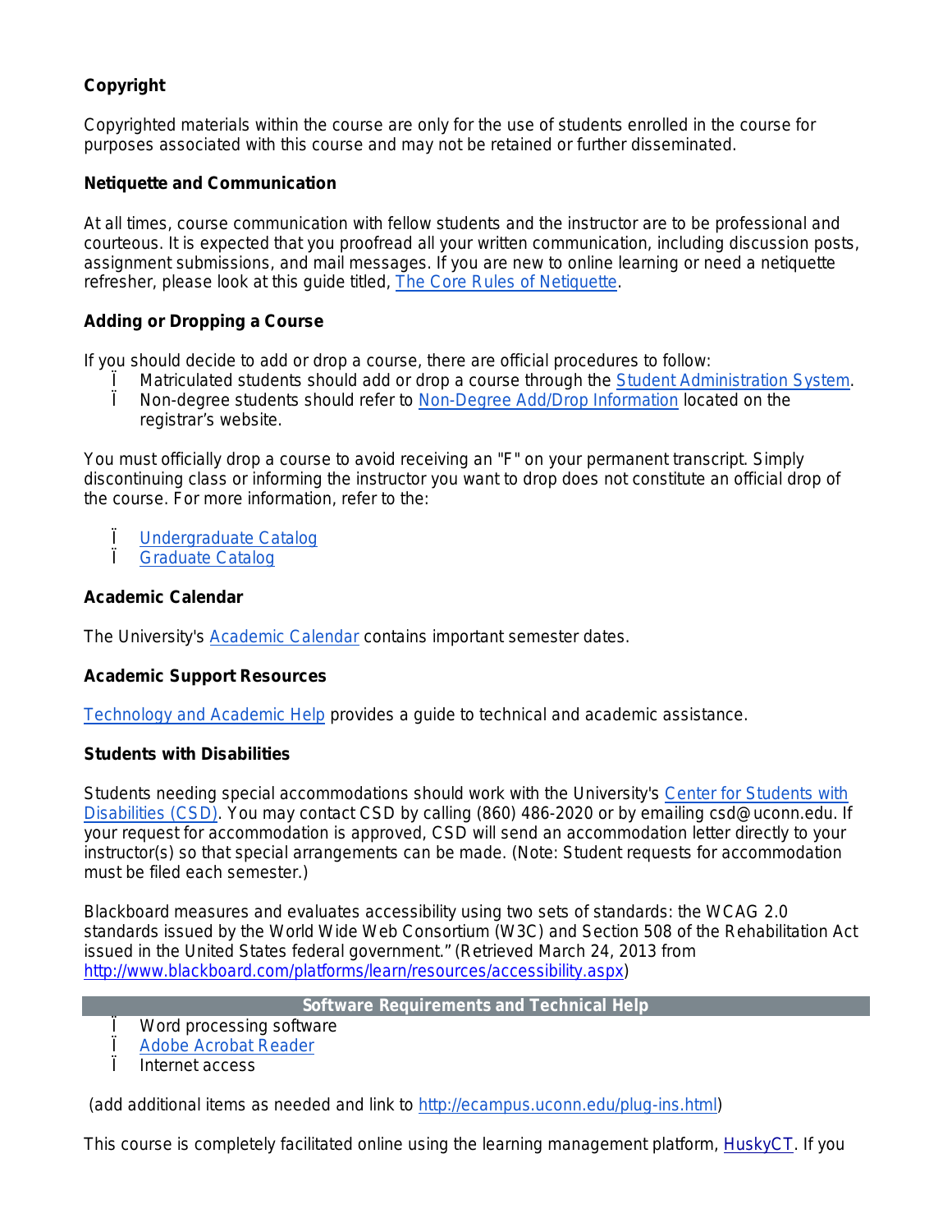### Copyright

Copyrighted materials within the course are only for the use of students enrolled in the course for purposes associated with this course and may not be retained or further disseminated.

### Netiquette and Communication

At all times, course communication with fellow students and the instructor are to be professional and courteous. It is expected that you proofread all your written communication, including discussion posts, assignment submissions, and mail messages. If you are new to online learning or need a netiquette refresher, please look at this guide titled, The Core Rules of Netiquette.

### Adding or Dropping a Course

If you should decide to add or drop a course, there are official procedures to follow:

- Matriculated students should add or drop a course through the Student Administration System.
- Non-degree students should refer to Non-Degree Add/Drop Information located on the registrar's website.

You must officially drop a course to avoid receiving an "F" on your permanent transcript. Simply discontinuing class or informing the instructor you want to drop does not constitute an official drop of the course. For more information, refer to the:

- Undergraduate Catalog
- Graduate Catalog

### Academic Calendar

The University's Academic Calendar contains important semester dates.

### Academic Support Resources

Technology and Academic Help provides a guide to technical and academic assistance.

### Students with Disabilities

Students needing special accommodations should work with the University's Center for Students with Disabilities (CSD). You may contact CSD by calling (860) 486-2020 or by emailing csd@uconn.edu. If your request for accommodation is approved, CSD will send an accommodation letter directly to your instructor(s) so that special arrangements can be made. (Note: Student requests for accommodation must be filed each semester.)

Blackboard measures and evaluates accessibility using two sets of standards: the WCAG 2.0 standards issued by the World Wide Web Consortium (W3C) and Section 508 of the Rehabilitation Act issued in the United States federal government." (Retrieved March 24, 2013 from http://www.blackboard.com/platforms/learn/resources/accessibility.aspx)

## Software Requirements and Technical Help

- Word processing software
- Adobe Acrobat Reader
- Internet access

(add additional items as needed and link to http://ecampus.uconn.edu/plug-ins.html)

This course is completely facilitated online using the learning management platform, HuskyCT. If you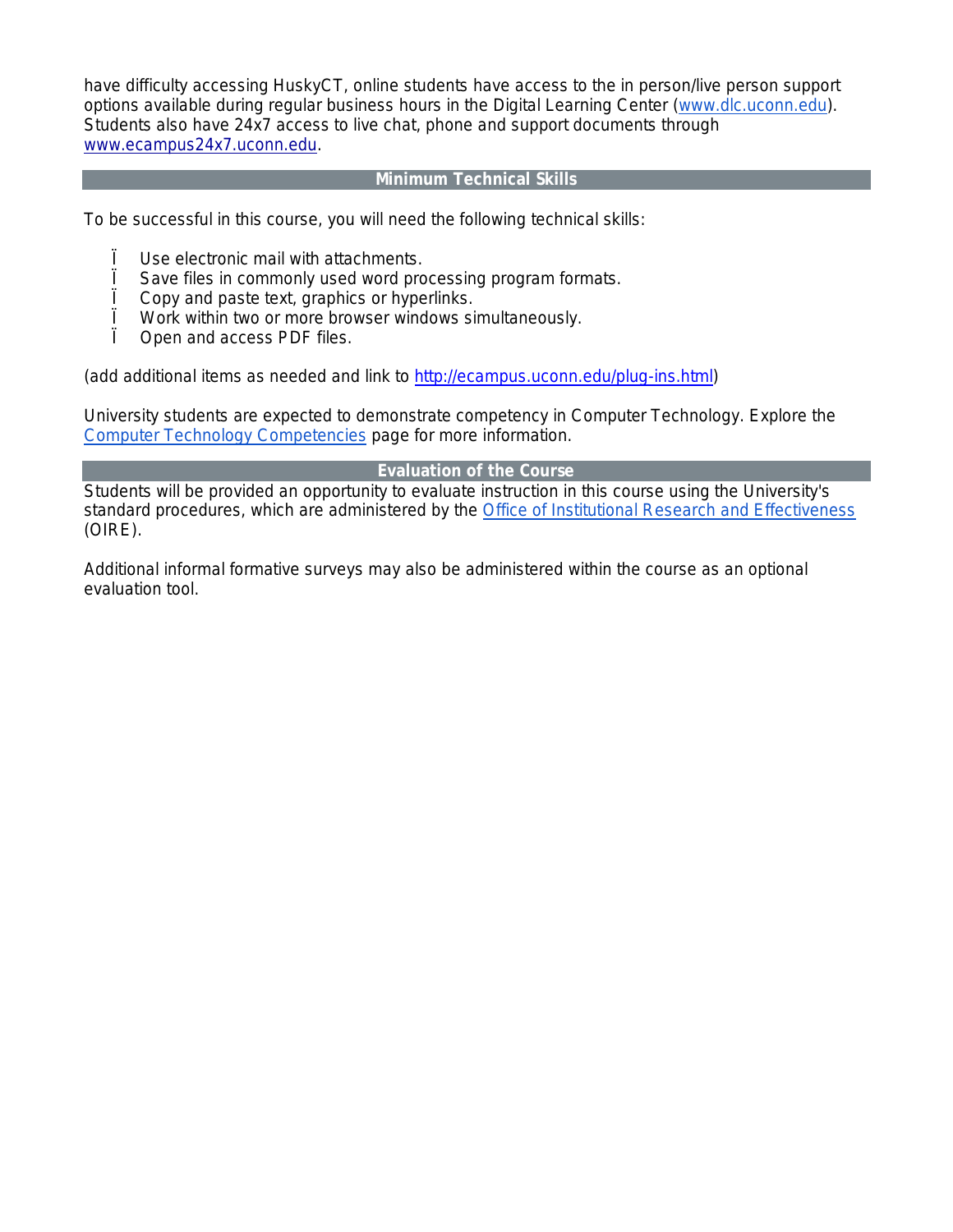have difficulty accessing HuskyCT, online students have access to the in person/live person support options available during regular business hours in the Digital Learning Center (www.dlc.uconn.edu). Students also have 24x7 access to live chat, phone and support documents through www.ecampus24x7.uconn.edu.

## Minimum Technical Skills

To be successful in this course, you will need the following technical skills:

- Use electronic mail with attachments.
- Save files in commonly used word processing program formats.
- Copy and paste text, graphics or hyperlinks.
- Work within two or more browser windows simultaneously.
- Open and access PDF files.

(add additional items as needed and link to http://ecampus.uconn.edu/plug-ins.html)

University students are expected to demonstrate competency in Computer Technology. Explore the Computer Technology Competencies page for more information.

## Evaluation of the Course

Students will be provided an opportunity to evaluate instruction in this course using the University's standard procedures, which are administered by the Office of Institutional Research and Effectiveness (OIRE).

Additional informal formative surveys may also be administered within the course as an optional evaluation tool.